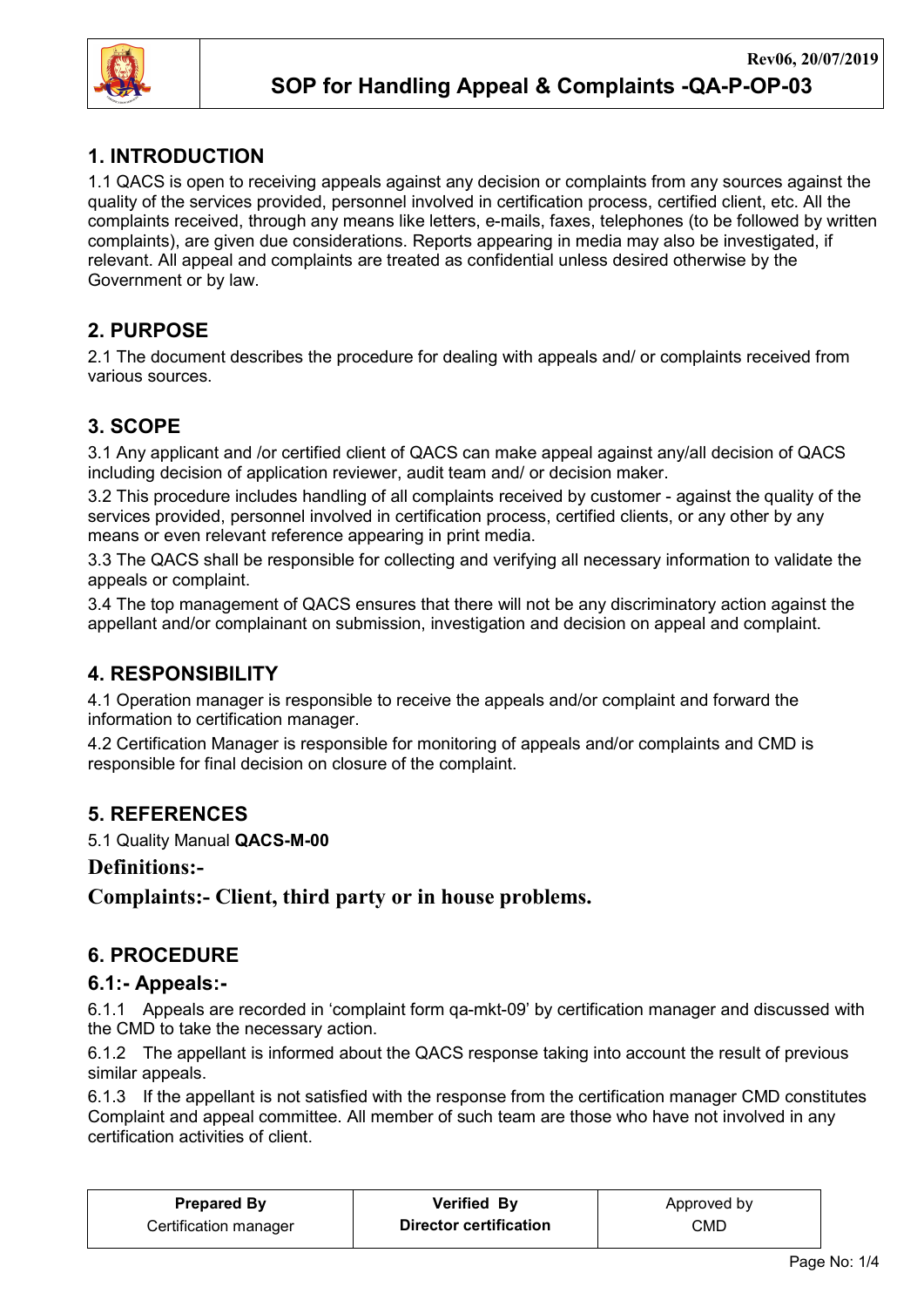# SOP for Handling Appeal & Complaints -QA-P-OP-03

Rev06, 20/07/2019

## 1. INTRODUCTION

1.1 QACS is open to receiving appeals against any decision or complaints from any sources against the quality of the services provided, personnel involved in certification process, certified client, etc. All the complaints received, through any means like letters, e-mails, faxes, telephones (to be followed by written complaints), are given due considerations. Reports appearing in media may also be investigated, if relevant. All appeal and complaints are treated as confidential unless desired otherwise by the Government or by law.

## 2. PURPOSE

2.1 The document describes the procedure for dealing with appeals and/ or complaints received from various sources.

## 3. SCOPE

3.1 Any applicant and /or certified client of QACS can make appeal against any/all decision of QACS including decision of application reviewer, audit team and/ or decision maker.

3.2 This procedure includes handling of all complaints received by customer - against the quality of the services provided, personnel involved in certification process, certified clients, or any other by any means or even relevant reference appearing in print media.

3.3 The QACS shall be responsible for collecting and verifying all necessary information to validate the appeals or complaint.

3.4 The top management of QACS ensures that there will not be any discriminatory action against the appellant and/or complainant on submission, investigation and decision on appeal and complaint.

## 4. RESPONSIBILITY

4.1 Operation manager is responsible to receive the appeals and/or complaint and forward the information to certification manager.

4.2 Certification Manager is responsible for monitoring of appeals and/or complaints and CMD is responsible for final decision on closure of the complaint.

## 5. REFERENCES

5.1 Quality Manual **QACS-M-00**

**Definitions:-**

**Complaints:- Client, third party or in house problems.**

## 6. PROCEDURE

### 6.1:- Appeals:-

6.1.1 Appeals are recorded in 'complaint form qa-mkt-09' by certification manager and discussed with the CMD to take the necessary action.

6.1.2 The appellant is informed about the QACS response taking into account the result of previous similar appeals.

6.1.3 If the appellant is not satisfied with the response from the certification manager CMD constitutes Complaint and appeal committee. All member of such team are those who have not involved in any certification activities of client.

| **Prepared By** | **Verified By** | Approved by |
|---|---|---|
| Certification manager | **Director certification** | CMD |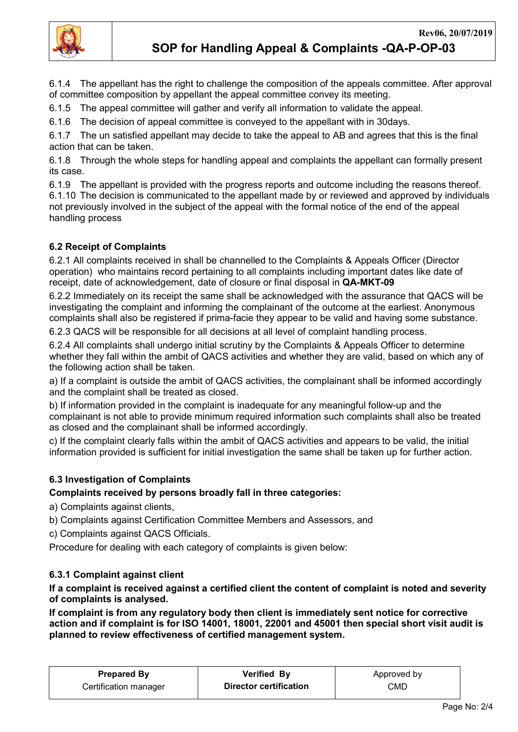6.1.4 The appellant has the right to challenge the composition of the appeals committee. After approval of committee composition by appellant the appeal committee convey its meeting.

6.1.5 The appeal committee will gather and verify all information to validate the appeal.

6.1.6 The decision of appeal committee is conveyed to the appellant with in 30days.

6.1.7 The un satisfied appellant may decide to take the appeal to AB and agrees that this is the final action that can be taken.

6.1.8 Through the whole steps for handling appeal and complaints the appellant can formally present its case.

6.1.9 The appellant is provided with the progress reports and outcome including the reasons thereof.

6.1.10 The decision is communicated to the appellant made by or reviewed and approved by individuals not previously involved in the subject of the appeal with the formal notice of the end of the appeal handling process

### 6.2 Receipt of Complaints

6.2.1 All complaints received in shall be channelled to the Complaints & Appeals Officer (Director operation) who maintains record pertaining to all complaints including important dates like date of receipt, date of acknowledgement, date of closure or final disposal in **QA-MKT-09**

6.2.2 Immediately on its receipt the same shall be acknowledged with the assurance that QACS will be investigating the complaint and informing the complainant of the outcome at the earliest. Anonymous complaints shall also be registered if prima-facie they appear to be valid and having some substance.

6.2.3 QACS will be responsible for all decisions at all level of complaint handling process.

6.2.4 All complaints shall undergo initial scrutiny by the Complaints & Appeals Officer to determine whether they fall within the ambit of QACS activities and whether they are valid, based on which any of the following action shall be taken.

a) If a complaint is outside the ambit of QACS activities, the complainant shall be informed accordingly and the complaint shall be treated as closed.

b) If information provided in the complaint is inadequate for any meaningful follow-up and the complainant is not able to provide minimum required information such complaints shall also be treated as closed and the complainant shall be informed accordingly.

c) If the complaint clearly falls within the ambit of QACS activities and appears to be valid, the initial information provided is sufficient for initial investigation the same shall be taken up for further action.

### 6.3 Investigation of Complaints

**Complaints received by persons broadly fall in three categories:**

a) Complaints against clients,

b) Complaints against Certification Committee Members and Assessors, and

c) Complaints against QACS Officials.

Procedure for dealing with each category of complaints is given below:

#### 6.3.1 Complaint against client

**If a complaint is received against a certified client the content of complaint is noted and severity of complaints is analysed.**

**If complaint is from any regulatory body then client is immediately sent notice for corrective action and if complaint is for ISO 14001, 18001, 22001 and 45001 then special short visit audit is planned to review effectiveness of certified management system.**

| Prepared By | Verified By | Approved by |
|---|---|---|
| Certification manager | Director certification | CMD |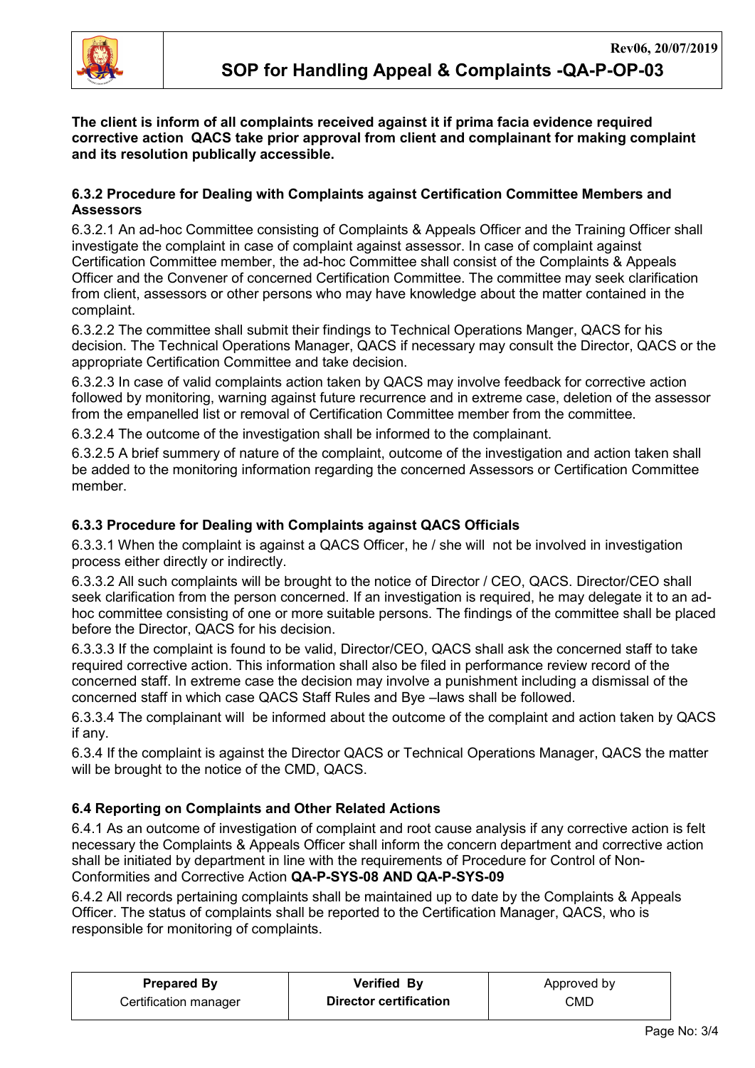**The client is inform of all complaints received against it if prima facia evidence required corrective action QACS take prior approval from client and complainant for making complaint and its resolution publically accessible.**

### 6.3.2 Procedure for Dealing with Complaints against Certification Committee Members and Assessors

6.3.2.1 An ad-hoc Committee consisting of Complaints & Appeals Officer and the Training Officer shall investigate the complaint in case of complaint against assessor. In case of complaint against Certification Committee member, the ad-hoc Committee shall consist of the Complaints & Appeals Officer and the Convener of concerned Certification Committee. The committee may seek clarification from client, assessors or other persons who may have knowledge about the matter contained in the complaint.

6.3.2.2 The committee shall submit their findings to Technical Operations Manger, QACS for his decision. The Technical Operations Manager, QACS if necessary may consult the Director, QACS or the appropriate Certification Committee and take decision.

6.3.2.3 In case of valid complaints action taken by QACS may involve feedback for corrective action followed by monitoring, warning against future recurrence and in extreme case, deletion of the assessor from the empanelled list or removal of Certification Committee member from the committee.

6.3.2.4 The outcome of the investigation shall be informed to the complainant.

6.3.2.5 A brief summery of nature of the complaint, outcome of the investigation and action taken shall be added to the monitoring information regarding the concerned Assessors or Certification Committee member.

### 6.3.3 Procedure for Dealing with Complaints against QACS Officials

6.3.3.1 When the complaint is against a QACS Officer, he / she will not be involved in investigation process either directly or indirectly.

6.3.3.2 All such complaints will be brought to the notice of Director / CEO, QACS. Director/CEO shall seek clarification from the person concerned. If an investigation is required, he may delegate it to an ad-hoc committee consisting of one or more suitable persons. The findings of the committee shall be placed before the Director, QACS for his decision.

6.3.3.3 If the complaint is found to be valid, Director/CEO, QACS shall ask the concerned staff to take required corrective action. This information shall also be filed in performance review record of the concerned staff. In extreme case the decision may involve a punishment including a dismissal of the concerned staff in which case QACS Staff Rules and Bye –laws shall be followed.

6.3.3.4 The complainant will be informed about the outcome of the complaint and action taken by QACS if any.

6.3.4 If the complaint is against the Director QACS or Technical Operations Manager, QACS the matter will be brought to the notice of the CMD, QACS.

### 6.4 Reporting on Complaints and Other Related Actions

6.4.1 As an outcome of investigation of complaint and root cause analysis if any corrective action is felt necessary the Complaints & Appeals Officer shall inform the concern department and corrective action shall be initiated by department in line with the requirements of Procedure for Control of Non-Conformities and Corrective Action **QA-P-SYS-08 AND QA-P-SYS-09**

6.4.2 All records pertaining complaints shall be maintained up to date by the Complaints & Appeals Officer. The status of complaints shall be reported to the Certification Manager, QACS, who is responsible for monitoring of complaints.

| **Prepared By** | **Verified By** | Approved by |
|---|---|---|
| Certification manager | **Director certification** | CMD |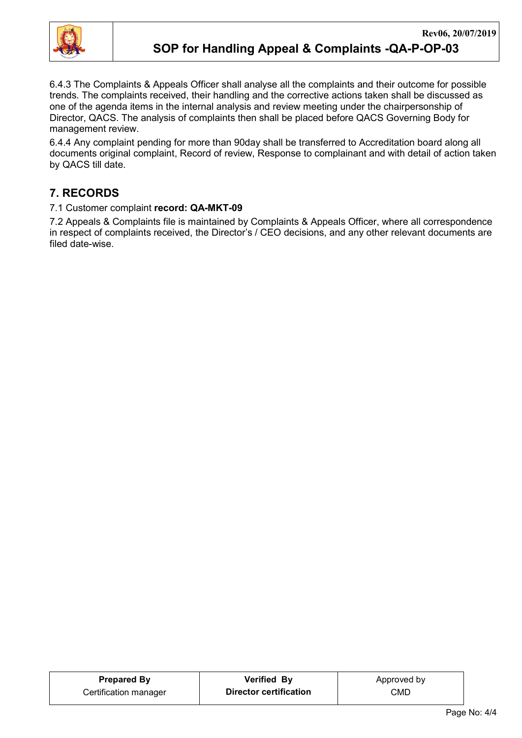6.4.3 The Complaints & Appeals Officer shall analyse all the complaints and their outcome for possible trends. The complaints received, their handling and the corrective actions taken shall be discussed as one of the agenda items in the internal analysis and review meeting under the chairpersonship of Director, QACS. The analysis of complaints then shall be placed before QACS Governing Body for management review.

6.4.4 Any complaint pending for more than 90day shall be transferred to Accreditation board along all documents original complaint, Record of review, Response to complainant and with detail of action taken by QACS till date.

## 7. RECORDS

7.1 Customer complaint **record: QA-MKT-09**

7.2 Appeals & Complaints file is maintained by Complaints & Appeals Officer, where all correspondence in respect of complaints received, the Director's / CEO decisions, and any other relevant documents are filed date-wise.

| **Prepared By** | **Verified By** | Approved by |
| --- | --- | --- |
| Certification manager | **Director certification** | CMD |